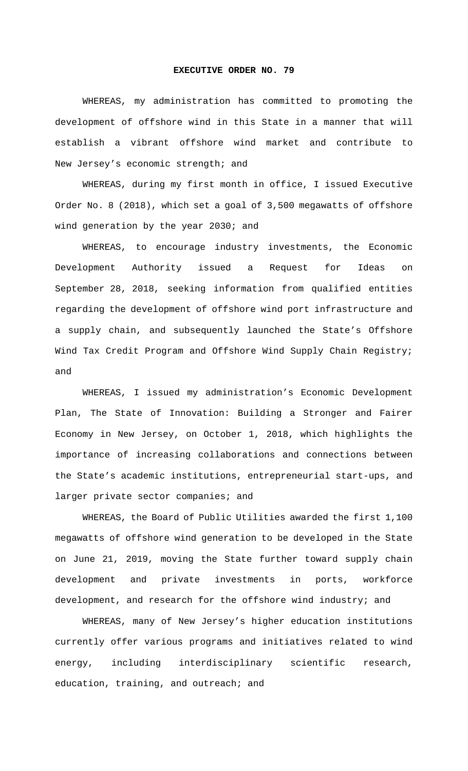**EXECUTIVE ORDER NO. 79**

WHEREAS, my administration has committed to promoting the development of offshore wind in this State in a manner that will establish a vibrant offshore wind market and contribute to New Jersey's economic strength; and

WHEREAS, during my first month in office, I issued Executive Order No. 8 (2018), which set a goal of 3,500 megawatts of offshore wind generation by the year 2030; and

WHEREAS, to encourage industry investments, the Economic Development Authority issued a Request for Ideas on September 28, 2018, seeking information from qualified entities regarding the development of offshore wind port infrastructure and a supply chain, and subsequently launched the State's Offshore Wind Tax Credit Program and Offshore Wind Supply Chain Registry; and

WHEREAS, I issued my administration's Economic Development Plan, The State of Innovation: Building a Stronger and Fairer Economy in New Jersey, on October 1, 2018, which highlights the importance of increasing collaborations and connections between the State's academic institutions, entrepreneurial start-ups, and larger private sector companies; and

WHEREAS, the Board of Public Utilities awarded the first 1,100 megawatts of offshore wind generation to be developed in the State on June 21, 2019, moving the State further toward supply chain development and private investments in ports, workforce development, and research for the offshore wind industry; and

WHEREAS, many of New Jersey's higher education institutions currently offer various programs and initiatives related to wind energy, including interdisciplinary scientific research, education, training, and outreach; and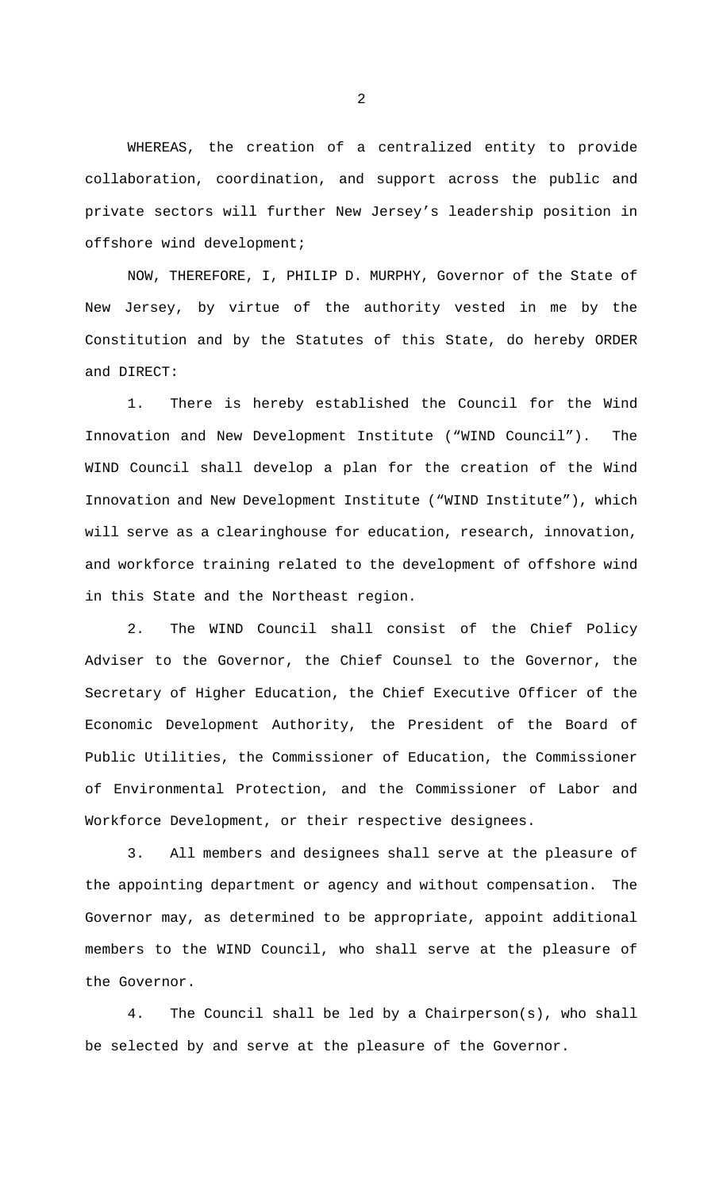WHEREAS, the creation of a centralized entity to provide collaboration, coordination, and support across the public and private sectors will further New Jersey's leadership position in offshore wind development;

NOW, THEREFORE, I, PHILIP D. MURPHY, Governor of the State of New Jersey, by virtue of the authority vested in me by the Constitution and by the Statutes of this State, do hereby ORDER and DIRECT:

1. There is hereby established the Council for the Wind Innovation and New Development Institute ("WIND Council"). The WIND Council shall develop a plan for the creation of the Wind Innovation and New Development Institute ("WIND Institute"), which will serve as a clearinghouse for education, research, innovation, and workforce training related to the development of offshore wind in this State and the Northeast region.

2. The WIND Council shall consist of the Chief Policy Adviser to the Governor, the Chief Counsel to the Governor, the Secretary of Higher Education, the Chief Executive Officer of the Economic Development Authority, the President of the Board of Public Utilities, the Commissioner of Education, the Commissioner of Environmental Protection, and the Commissioner of Labor and Workforce Development, or their respective designees.

3. All members and designees shall serve at the pleasure of the appointing department or agency and without compensation. The Governor may, as determined to be appropriate, appoint additional members to the WIND Council, who shall serve at the pleasure of the Governor.

4. The Council shall be led by a Chairperson(s), who shall be selected by and serve at the pleasure of the Governor.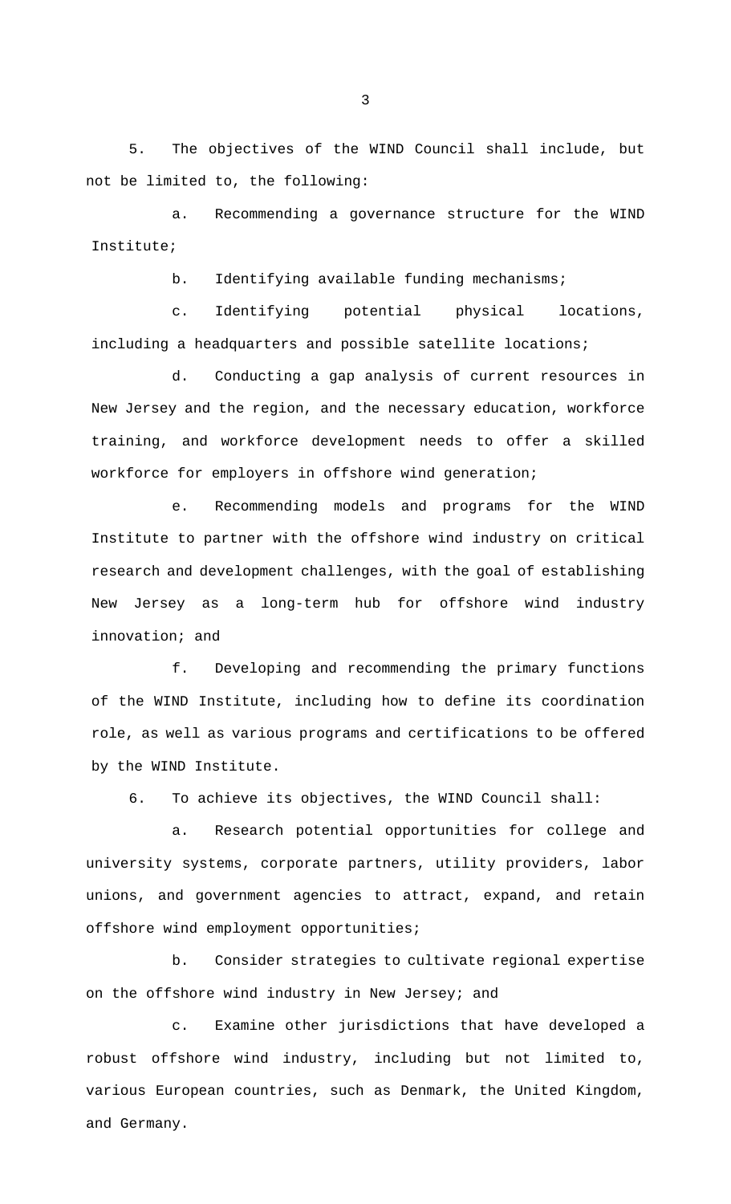5. The objectives of the WIND Council shall include, but not be limited to, the following:

a. Recommending a governance structure for the WIND Institute;

b. Identifying available funding mechanisms;

c. Identifying potential physical locations, including a headquarters and possible satellite locations;

d. Conducting a gap analysis of current resources in New Jersey and the region, and the necessary education, workforce training, and workforce development needs to offer a skilled workforce for employers in offshore wind generation;

e. Recommending models and programs for the WIND Institute to partner with the offshore wind industry on critical research and development challenges, with the goal of establishing New Jersey as a long-term hub for offshore wind industry innovation; and

f. Developing and recommending the primary functions of the WIND Institute, including how to define its coordination role, as well as various programs and certifications to be offered by the WIND Institute.

6. To achieve its objectives, the WIND Council shall:

a. Research potential opportunities for college and university systems, corporate partners, utility providers, labor unions, and government agencies to attract, expand, and retain offshore wind employment opportunities;

b. Consider strategies to cultivate regional expertise on the offshore wind industry in New Jersey; and

c. Examine other jurisdictions that have developed a robust offshore wind industry, including but not limited to, various European countries, such as Denmark, the United Kingdom, and Germany.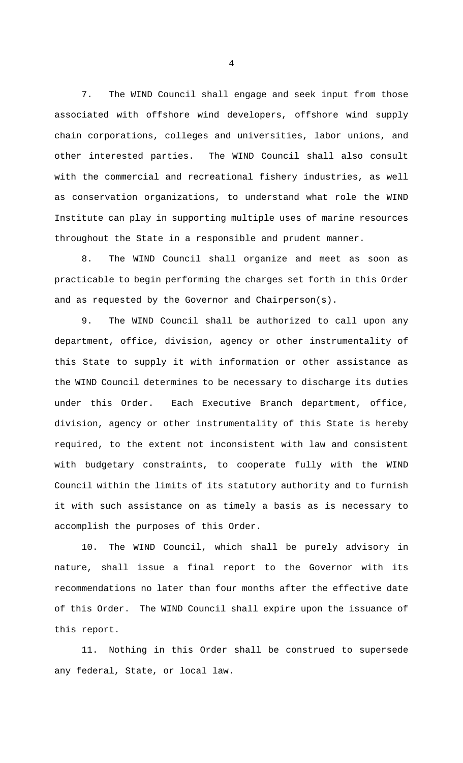7. The WIND Council shall engage and seek input from those associated with offshore wind developers, offshore wind supply chain corporations, colleges and universities, labor unions, and other interested parties. The WIND Council shall also consult with the commercial and recreational fishery industries, as well as conservation organizations, to understand what role the WIND Institute can play in supporting multiple uses of marine resources throughout the State in a responsible and prudent manner.

8. The WIND Council shall organize and meet as soon as practicable to begin performing the charges set forth in this Order and as requested by the Governor and Chairperson(s).

9. The WIND Council shall be authorized to call upon any department, office, division, agency or other instrumentality of this State to supply it with information or other assistance as the WIND Council determines to be necessary to discharge its duties under this Order. Each Executive Branch department, office, division, agency or other instrumentality of this State is hereby required, to the extent not inconsistent with law and consistent with budgetary constraints, to cooperate fully with the WIND Council within the limits of its statutory authority and to furnish it with such assistance on as timely a basis as is necessary to accomplish the purposes of this Order.

10. The WIND Council, which shall be purely advisory in nature, shall issue a final report to the Governor with its recommendations no later than four months after the effective date of this Order. The WIND Council shall expire upon the issuance of this report.

11. Nothing in this Order shall be construed to supersede any federal, State, or local law.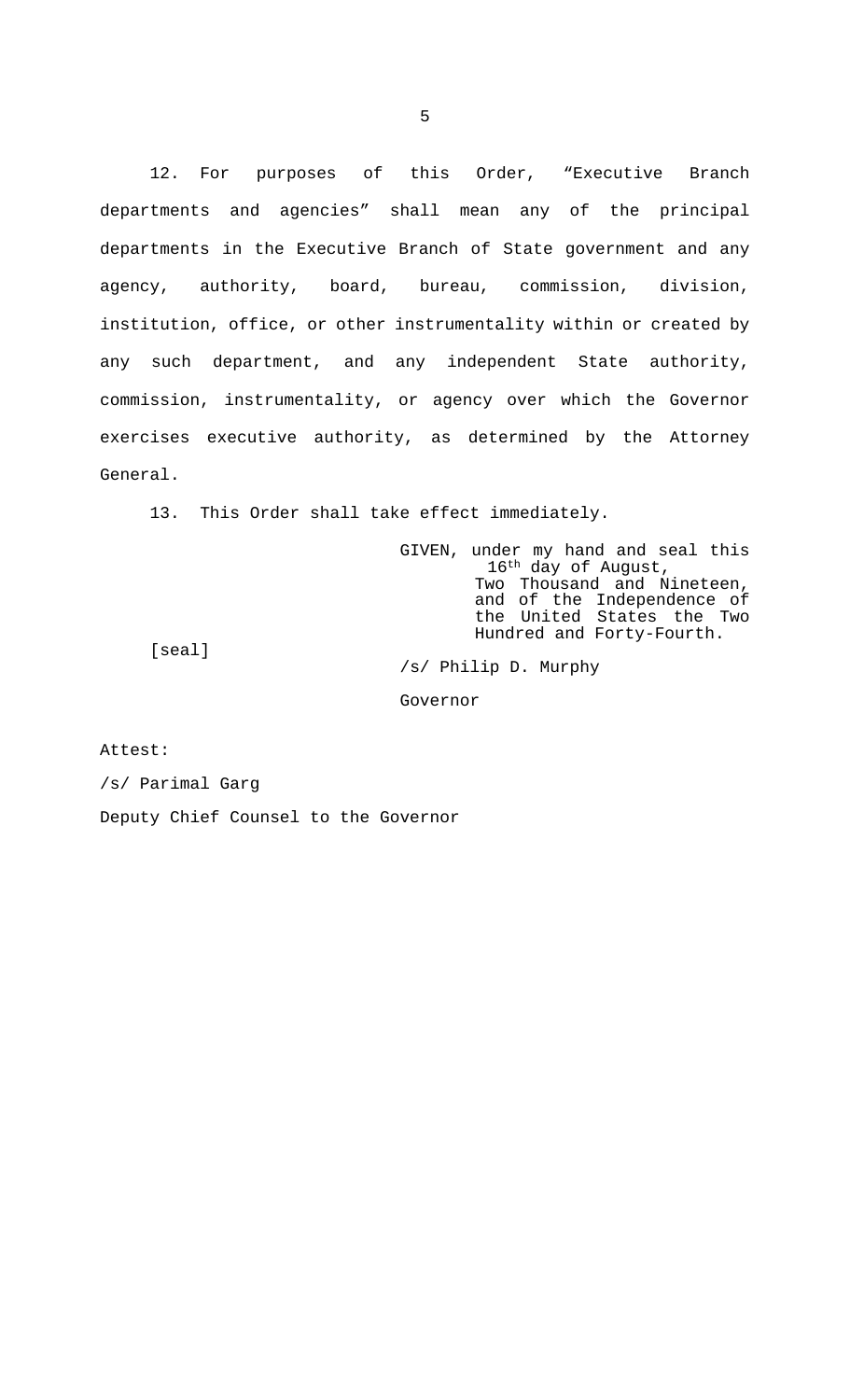12. For purposes of this Order, "Executive Branch departments and agencies" shall mean any of the principal departments in the Executive Branch of State government and any agency, authority, board, bureau, commission, division, institution, office, or other instrumentality within or created by any such department, and any independent State authority, commission, instrumentality, or agency over which the Governor exercises executive authority, as determined by the Attorney General.

13. This Order shall take effect immediately.

GIVEN, under my hand and seal this 16th day of August, Two Thousand and Nineteen, and of the Independence of the United States the Two Hundred and Forty-Fourth.

[seal]

/s/ Philip D. Murphy

Governor

Attest:

/s/ Parimal Garg

Deputy Chief Counsel to the Governor